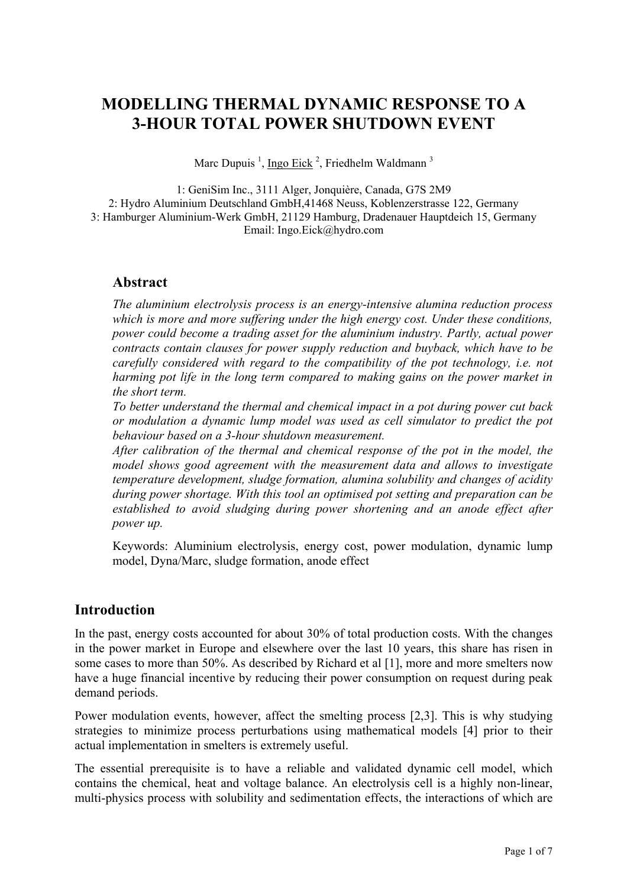# MODELLING THERMAL DYNAMIC RESPONSE TO A 3-HOUR TOTAL POWER SHUTDOWN EVENT

Marc Dupuis [1], Ingo Eick [2], Friedhelm Waldmann [3]

1: GeniSim Inc., 3111 Alger, Jonquière, Canada, G7S 2M9
2: Hydro Aluminium Deutschland GmbH,41468 Neuss, Koblenzerstrasse 122, Germany
3: Hamburger Aluminium-Werk GmbH, 21129 Hamburg, Dradenauer Hauptdeich 15, Germany
Email: Ingo.Eick@hydro.com

## Abstract

*The aluminium electrolysis process is an energy-intensive alumina reduction process which is more and more suffering under the high energy cost. Under these conditions, power could become a trading asset for the aluminium industry. Partly, actual power contracts contain clauses for power supply reduction and buyback, which have to be carefully considered with regard to the compatibility of the pot technology, i.e. not harming pot life in the long term compared to making gains on the power market in the short term.*

*To better understand the thermal and chemical impact in a pot during power cut back or modulation a dynamic lump model was used as cell simulator to predict the pot behaviour based on a 3-hour shutdown measurement.*

*After calibration of the thermal and chemical response of the pot in the model, the model shows good agreement with the measurement data and allows to investigate temperature development, sludge formation, alumina solubility and changes of acidity during power shortage. With this tool an optimised pot setting and preparation can be established to avoid sludging during power shortening and an anode effect after power up.*

Keywords: Aluminium electrolysis, energy cost, power modulation, dynamic lump model, Dyna/Marc, sludge formation, anode effect

## Introduction

In the past, energy costs accounted for about 30% of total production costs. With the changes in the power market in Europe and elsewhere over the last 10 years, this share has risen in some cases to more than 50%. As described by Richard et al [1], more and more smelters now have a huge financial incentive by reducing their power consumption on request during peak demand periods.

Power modulation events, however, affect the smelting process [2,3]. This is why studying strategies to minimize process perturbations using mathematical models [4] prior to their actual implementation in smelters is extremely useful.

The essential prerequisite is to have a reliable and validated dynamic cell model, which contains the chemical, heat and voltage balance. An electrolysis cell is a highly non-linear, multi-physics process with solubility and sedimentation effects, the interactions of which are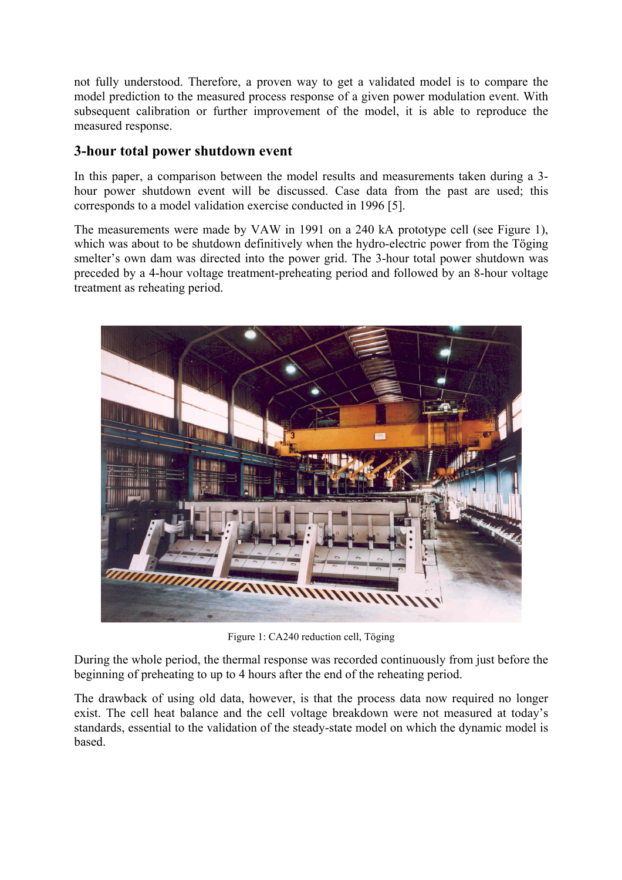not fully understood. Therefore, a proven way to get a validated model is to compare the model prediction to the measured process response of a given power modulation event. With subsequent calibration or further improvement of the model, it is able to reproduce the measured response.

## 3-hour total power shutdown event

In this paper, a comparison between the model results and measurements taken during a 3-hour power shutdown event will be discussed. Case data from the past are used; this corresponds to a model validation exercise conducted in 1996 [5].

The measurements were made by VAW in 1991 on a 240 kA prototype cell (see Figure 1), which was about to be shutdown definitively when the hydro-electric power from the Töging smelter's own dam was directed into the power grid. The 3-hour total power shutdown was preceded by a 4-hour voltage treatment-preheating period and followed by an 8-hour voltage treatment as reheating period.

Figure 1: CA240 reduction cell, Töging

During the whole period, the thermal response was recorded continuously from just before the beginning of preheating to up to 4 hours after the end of the reheating period.

The drawback of using old data, however, is that the process data now required no longer exist. The cell heat balance and the cell voltage breakdown were not measured at today's standards, essential to the validation of the steady-state model on which the dynamic model is based.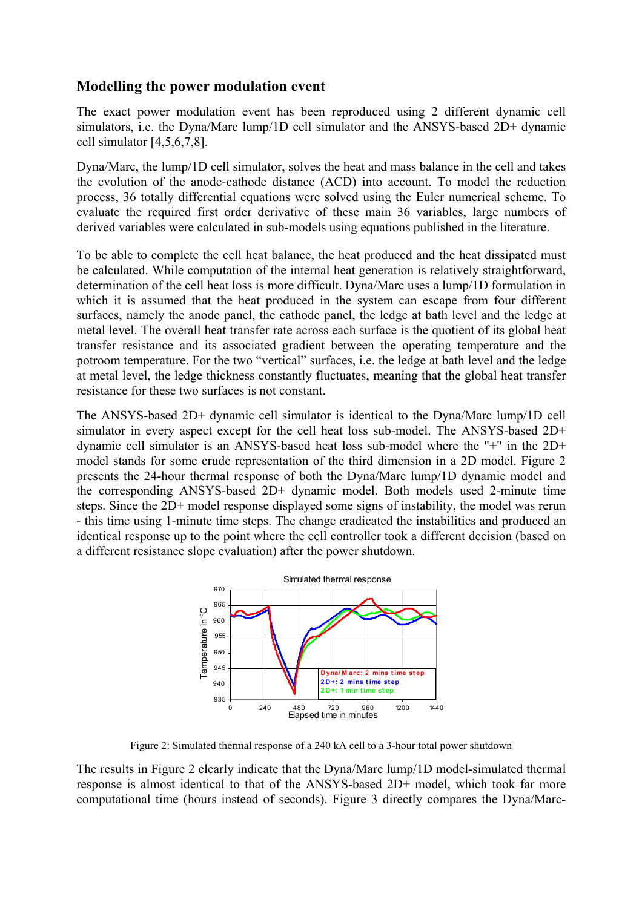## Modelling the power modulation event

The exact power modulation event has been reproduced using 2 different dynamic cell simulators, i.e. the Dyna/Marc lump/1D cell simulator and the ANSYS-based 2D+ dynamic cell simulator [4,5,6,7,8].

Dyna/Marc, the lump/1D cell simulator, solves the heat and mass balance in the cell and takes the evolution of the anode-cathode distance (ACD) into account. To model the reduction process, 36 totally differential equations were solved using the Euler numerical scheme. To evaluate the required first order derivative of these main 36 variables, large numbers of derived variables were calculated in sub-models using equations published in the literature.

To be able to complete the cell heat balance, the heat produced and the heat dissipated must be calculated. While computation of the internal heat generation is relatively straightforward, determination of the cell heat loss is more difficult. Dyna/Marc uses a lump/1D formulation in which it is assumed that the heat produced in the system can escape from four different surfaces, namely the anode panel, the cathode panel, the ledge at bath level and the ledge at metal level. The overall heat transfer rate across each surface is the quotient of its global heat transfer resistance and its associated gradient between the operating temperature and the potroom temperature. For the two "vertical" surfaces, i.e. the ledge at bath level and the ledge at metal level, the ledge thickness constantly fluctuates, meaning that the global heat transfer resistance for these two surfaces is not constant.

The ANSYS-based 2D+ dynamic cell simulator is identical to the Dyna/Marc lump/1D cell simulator in every aspect except for the cell heat loss sub-model. The ANSYS-based 2D+ dynamic cell simulator is an ANSYS-based heat loss sub-model where the "+" in the 2D+ model stands for some crude representation of the third dimension in a 2D model. Figure 2 presents the 24-hour thermal response of both the Dyna/Marc lump/1D dynamic model and the corresponding ANSYS-based 2D+ dynamic model. Both models used 2-minute time steps. Since the 2D+ model response displayed some signs of instability, the model was rerun - this time using 1-minute time steps. The change eradicated the instabilities and produced an identical response up to the point where the cell controller took a different decision (based on a different resistance slope evaluation) after the power shutdown.

Figure 2: Simulated thermal response of a 240 kA cell to a 3-hour total power shutdown

The results in Figure 2 clearly indicate that the Dyna/Marc lump/1D model-simulated thermal response is almost identical to that of the ANSYS-based 2D+ model, which took far more computational time (hours instead of seconds). Figure 3 directly compares the Dyna/Marc-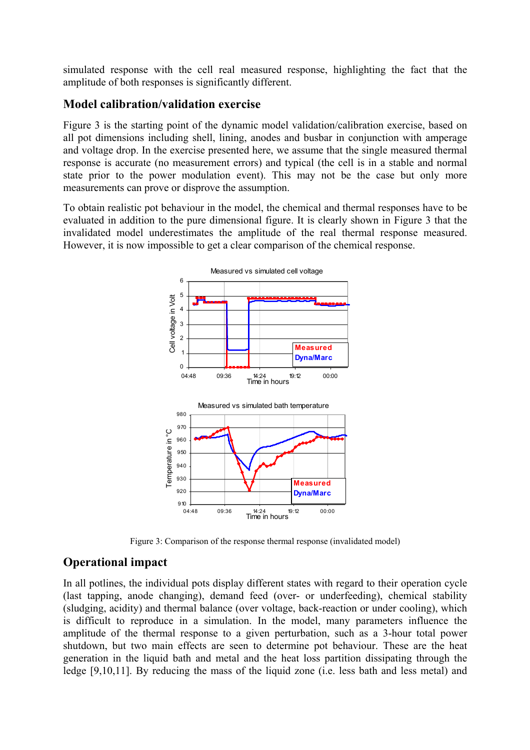simulated response with the cell real measured response, highlighting the fact that the amplitude of both responses is significantly different.

## Model calibration/validation exercise

Figure 3 is the starting point of the dynamic model validation/calibration exercise, based on all pot dimensions including shell, lining, anodes and busbar in conjunction with amperage and voltage drop. In the exercise presented here, we assume that the single measured thermal response is accurate (no measurement errors) and typical (the cell is in a stable and normal state prior to the power modulation event). This may not be the case but only more measurements can prove or disprove the assumption.

To obtain realistic pot behaviour in the model, the chemical and thermal responses have to be evaluated in addition to the pure dimensional figure. It is clearly shown in Figure 3 that the invalidated model underestimates the amplitude of the real thermal response measured. However, it is now impossible to get a clear comparison of the chemical response.

Figure 3: Comparison of the response thermal response (invalidated model)

## Operational impact

In all potlines, the individual pots display different states with regard to their operation cycle (last tapping, anode changing), demand feed (over- or underfeeding), chemical stability (sludging, acidity) and thermal balance (over voltage, back-reaction or under cooling), which is difficult to reproduce in a simulation. In the model, many parameters influence the amplitude of the thermal response to a given perturbation, such as a 3-hour total power shutdown, but two main effects are seen to determine pot behaviour. These are the heat generation in the liquid bath and metal and the heat loss partition dissipating through the ledge [9,10,11]. By reducing the mass of the liquid zone (i.e. less bath and less metal) and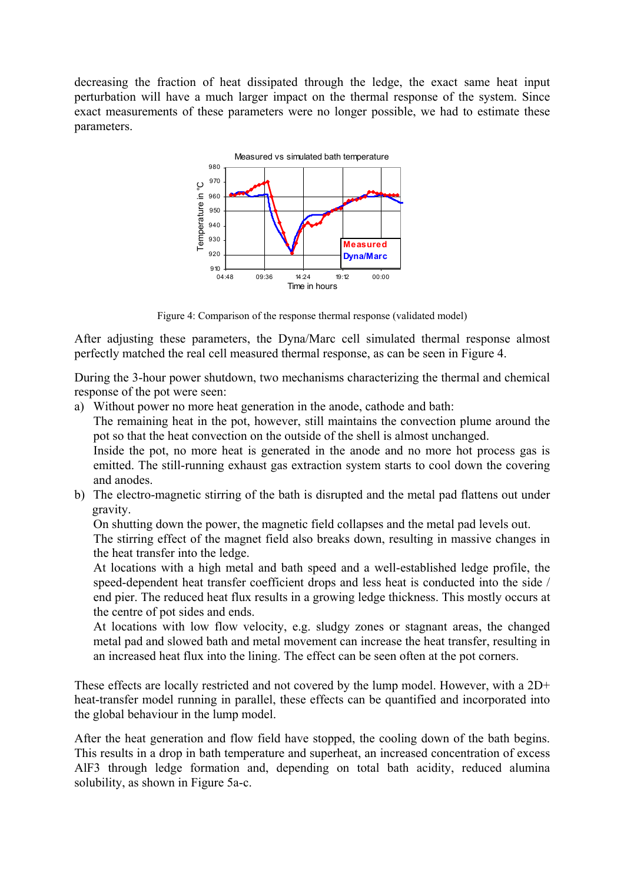decreasing the fraction of heat dissipated through the ledge, the exact same heat input perturbation will have a much larger impact on the thermal response of the system. Since exact measurements of these parameters were no longer possible, we had to estimate these parameters.

Figure 4: Comparison of the response thermal response (validated model)

After adjusting these parameters, the Dyna/Marc cell simulated thermal response almost perfectly matched the real cell measured thermal response, as can be seen in Figure 4.

During the 3-hour power shutdown, two mechanisms characterizing the thermal and chemical response of the pot were seen:

a) Without power no more heat generation in the anode, cathode and bath:
   The remaining heat in the pot, however, still maintains the convection plume around the pot so that the heat convection on the outside of the shell is almost unchanged.
   Inside the pot, no more heat is generated in the anode and no more hot process gas is emitted. The still-running exhaust gas extraction system starts to cool down the covering and anodes.

b) The electro-magnetic stirring of the bath is disrupted and the metal pad flattens out under gravity.
   On shutting down the power, the magnetic field collapses and the metal pad levels out.
   The stirring effect of the magnet field also breaks down, resulting in massive changes in the heat transfer into the ledge.
   At locations with a high metal and bath speed and a well-established ledge profile, the speed-dependent heat transfer coefficient drops and less heat is conducted into the side / end pier. The reduced heat flux results in a growing ledge thickness. This mostly occurs at the centre of pot sides and ends.
   At locations with low flow velocity, e.g. sludgy zones or stagnant areas, the changed metal pad and slowed bath and metal movement can increase the heat transfer, resulting in an increased heat flux into the lining. The effect can be seen often at the pot corners.

These effects are locally restricted and not covered by the lump model. However, with a 2D+ heat-transfer model running in parallel, these effects can be quantified and incorporated into the global behaviour in the lump model.

After the heat generation and flow field have stopped, the cooling down of the bath begins. This results in a drop in bath temperature and superheat, an increased concentration of excess $AlF_3$ through ledge formation and, depending on total bath acidity, reduced alumina solubility, as shown in Figure 5a-c.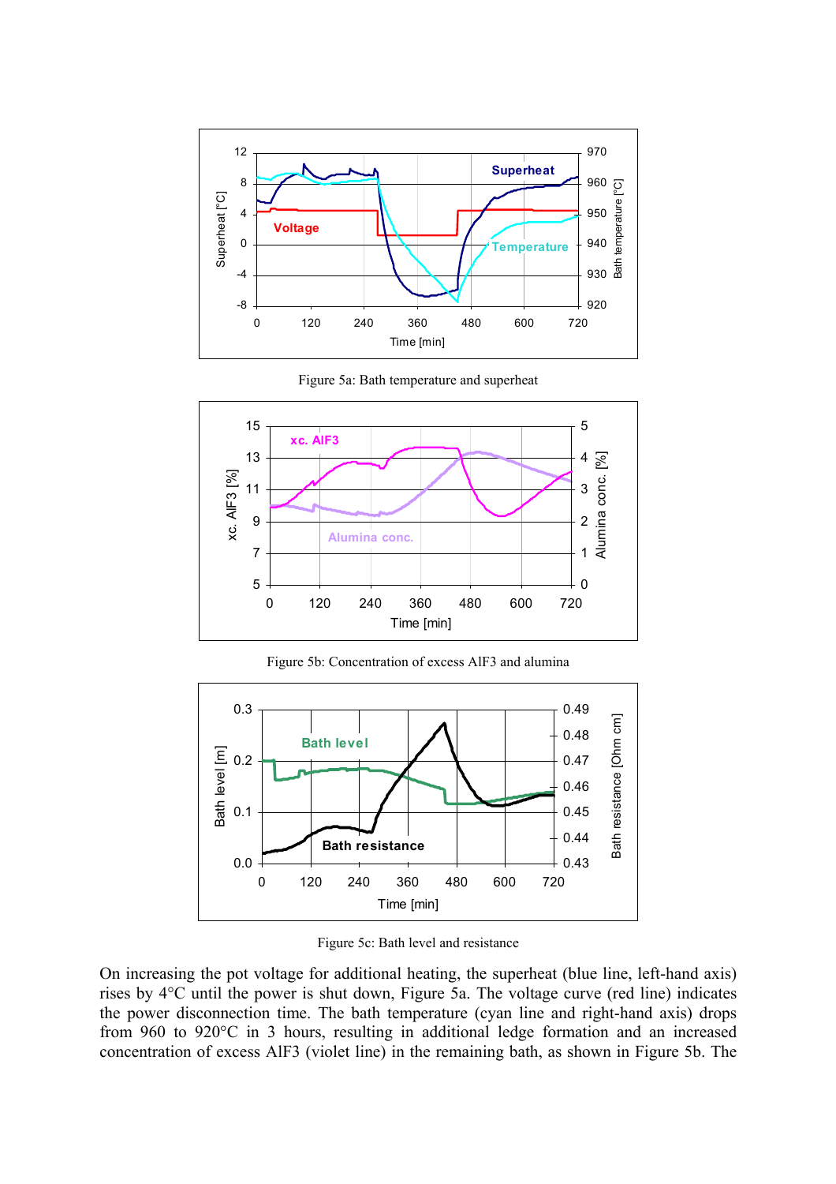Figure 5a: Bath temperature and superheat

Figure 5b: Concentration of excess AlF3 and alumina

Figure 5c: Bath level and resistance

On increasing the pot voltage for additional heating, the superheat (blue line, left-hand axis) rises by 4°C until the power is shut down, Figure 5a. The voltage curve (red line) indicates the power disconnection time. The bath temperature (cyan line and right-hand axis) drops from 960 to 920°C in 3 hours, resulting in additional ledge formation and an increased concentration of excess $AlF_3$ (violet line) in the remaining bath, as shown in Figure 5b. The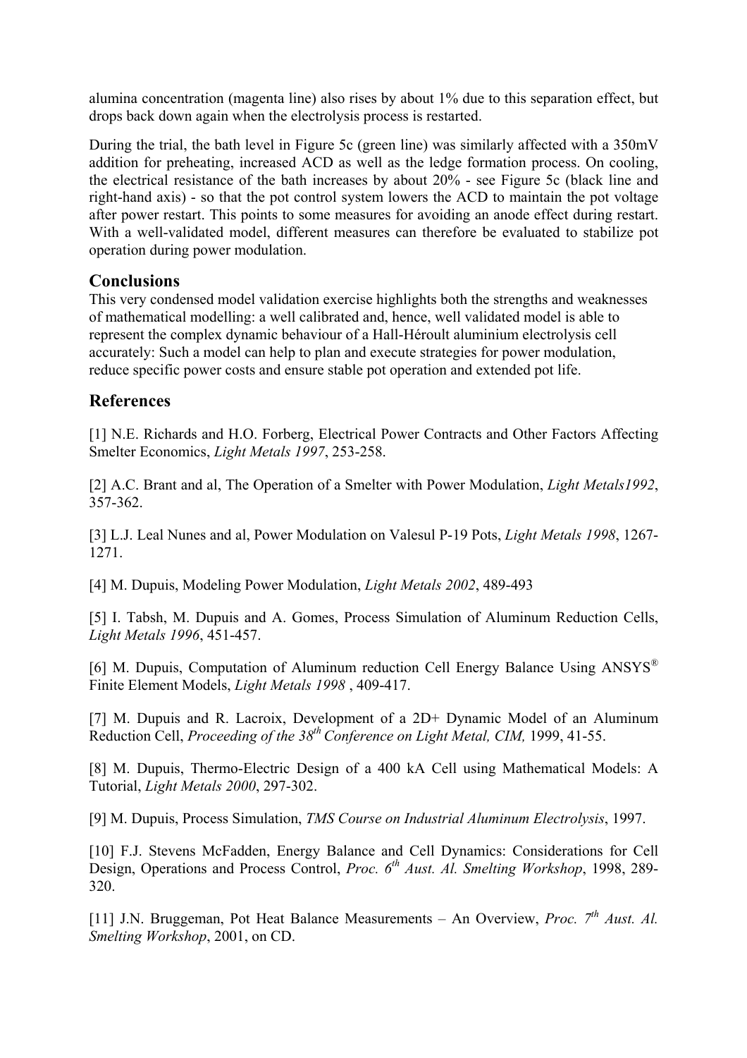alumina concentration (magenta line) also rises by about 1% due to this separation effect, but drops back down again when the electrolysis process is restarted.

During the trial, the bath level in Figure 5c (green line) was similarly affected with a 350mV addition for preheating, increased ACD as well as the ledge formation process. On cooling, the electrical resistance of the bath increases by about 20% - see Figure 5c (black line and right-hand axis) - so that the pot control system lowers the ACD to maintain the pot voltage after power restart. This points to some measures for avoiding an anode effect during restart. With a well-validated model, different measures can therefore be evaluated to stabilize pot operation during power modulation.

## Conclusions

This very condensed model validation exercise highlights both the strengths and weaknesses of mathematical modelling: a well calibrated and, hence, well validated model is able to represent the complex dynamic behaviour of a Hall-Héroult aluminium electrolysis cell accurately: Such a model can help to plan and execute strategies for power modulation, reduce specific power costs and ensure stable pot operation and extended pot life.

## References

[1] N.E. Richards and H.O. Forberg, Electrical Power Contracts and Other Factors Affecting Smelter Economics, *Light Metals 1997*, 253-258.

[2] A.C. Brant and al, The Operation of a Smelter with Power Modulation, *Light Metals1992*, 357-362.

[3] L.J. Leal Nunes and al, Power Modulation on Valesul P-19 Pots, *Light Metals 1998*, 1267-1271.

[4] M. Dupuis, Modeling Power Modulation, *Light Metals 2002*, 489-493

[5] I. Tabsh, M. Dupuis and A. Gomes, Process Simulation of Aluminum Reduction Cells, *Light Metals 1996*, 451-457.

[6] M. Dupuis, Computation of Aluminum reduction Cell Energy Balance Using ANSYS® Finite Element Models, *Light Metals 1998* , 409-417.

[7] M. Dupuis and R. Lacroix, Development of a 2D+ Dynamic Model of an Aluminum Reduction Cell, *Proceeding of the 38th Conference on Light Metal, CIM,* 1999, 41-55.

[8] M. Dupuis, Thermo-Electric Design of a 400 kA Cell using Mathematical Models: A Tutorial, *Light Metals 2000*, 297-302.

[9] M. Dupuis, Process Simulation, *TMS Course on Industrial Aluminum Electrolysis*, 1997.

[10] F.J. Stevens McFadden, Energy Balance and Cell Dynamics: Considerations for Cell Design, Operations and Process Control, *Proc. 6th Aust. Al. Smelting Workshop*, 1998, 289-320.

[11] J.N. Bruggeman, Pot Heat Balance Measurements – An Overview, *Proc. 7th Aust. Al. Smelting Workshop*, 2001, on CD.